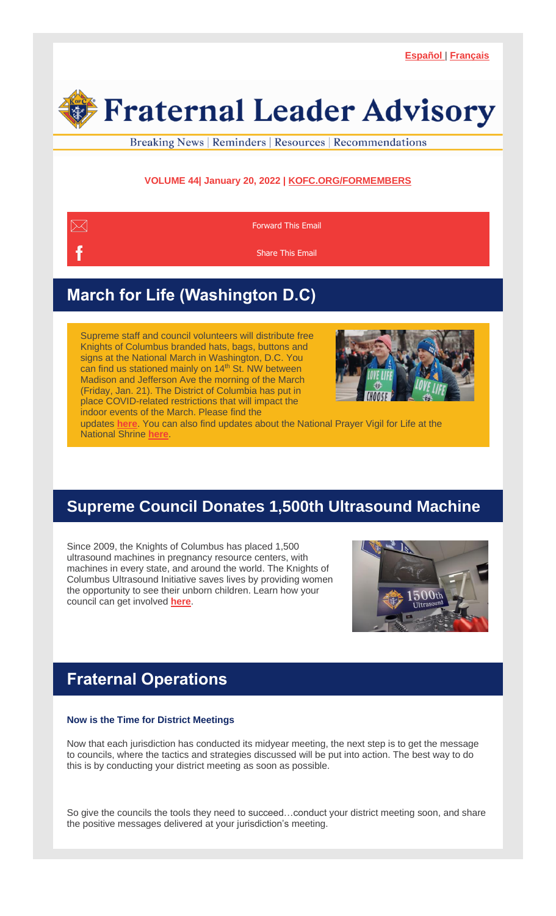Español | Français

# Fraternal Leader Advisory

Breaking News | Reminders | Resources | Recommendations

**VOLUME 44| January 20, 2022 | KOFC.ORG/FORMEMBERS**

Forward This Email

Share This Email

## March for Life (Washington D.C)

Supreme staff and council volunteers will distribute free Knights of Columbus branded hats, bags, buttons and signs at the National March in Washington, D.C. You can find us stationed mainly on 14th St. NW between Madison and Jefferson Ave the morning of the March (Friday, Jan. 21). The District of Columbia has put in place COVID-related restrictions that will impact the indoor events of the March. Please find the updates **here**. You can also find updates about the National Prayer Vigil for Life at the National Shrine **here**.

## Supreme Council Donates 1,500th Ultrasound Machine

Since 2009, the Knights of Columbus has placed 1,500 ultrasound machines in pregnancy resource centers, with machines in every state, and around the world. The Knights of Columbus Ultrasound Initiative saves lives by providing women the opportunity to see their unborn children. Learn how your council can get involved **here**.

## Fraternal Operations

**Now is the Time for District Meetings**

Now that each jurisdiction has conducted its midyear meeting, the next step is to get the message to councils, where the tactics and strategies discussed will be put into action. The best way to do this is by conducting your district meeting as soon as possible.

So give the councils the tools they need to succeed…conduct your district meeting soon, and share the positive messages delivered at your jurisdiction's meeting.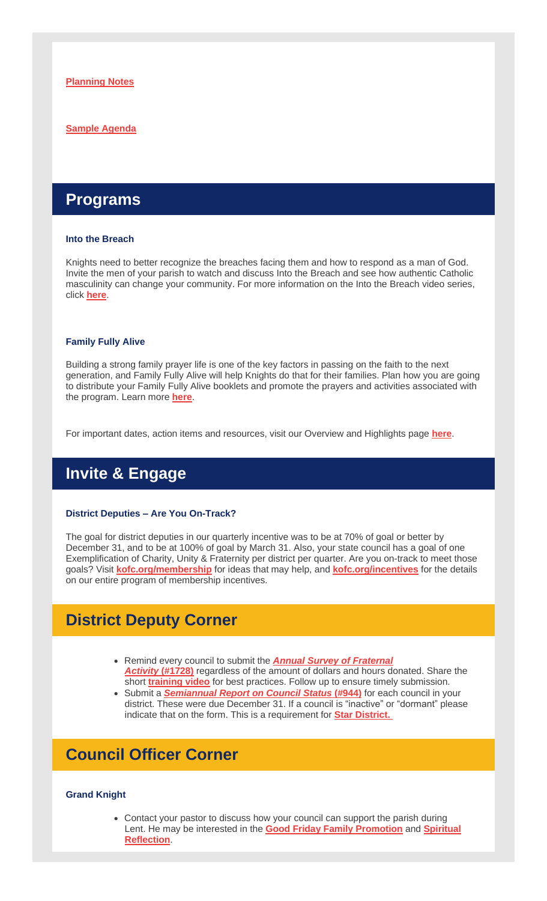**Planning Notes**

**Sample Agenda**

## Programs

### Into the Breach

Knights need to better recognize the breaches facing them and how to respond as a man of God. Invite the men of your parish to watch and discuss Into the Breach and see how authentic Catholic masculinity can change your community. For more information on the Into the Breach video series, click **here**.

### Family Fully Alive

Building a strong family prayer life is one of the key factors in passing on the faith to the next generation, and Family Fully Alive will help Knights do that for their families. Plan how you are going to distribute your Family Fully Alive booklets and promote the prayers and activities associated with the program. Learn more **here**.

For important dates, action items and resources, visit our Overview and Highlights page **here**.

## Invite & Engage

### District Deputies – Are You On-Track?

The goal for district deputies in our quarterly incentive was to be at 70% of goal or better by December 31, and to be at 100% of goal by March 31. Also, your state council has a goal of one Exemplification of Charity, Unity & Fraternity per district per quarter. Are you on-track to meet those goals? Visit **kofc.org/membership** for ideas that may help, and **kofc.org/incentives** for the details on our entire program of membership incentives.

## District Deputy Corner

- Remind every council to submit the ***Annual Survey of Fraternal Activity* (#1728)** regardless of the amount of dollars and hours donated. Share the short **training video** for best practices. Follow up to ensure timely submission.
- Submit a ***Semiannual Report on Council Status* (#944)** for each council in your district. These were due December 31. If a council is "inactive" or "dormant" please indicate that on the form. This is a requirement for **Star District.**

## Council Officer Corner

### Grand Knight

- Contact your pastor to discuss how your council can support the parish during Lent. He may be interested in the **Good Friday Family Promotion** and **Spiritual Reflection**.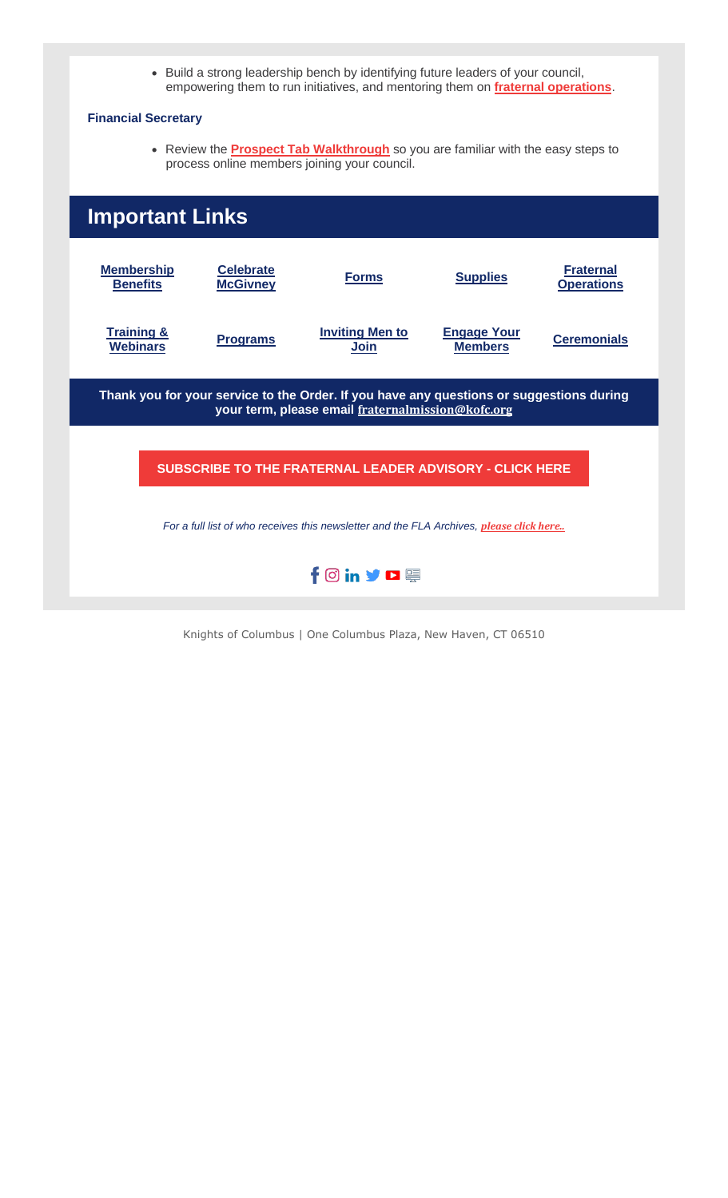- Build a strong leadership bench by identifying future leaders of your council, empowering them to run initiatives, and mentoring them on **fraternal operations**.

**Financial Secretary**

- Review the **Prospect Tab Walkthrough** so you are familiar with the easy steps to process online members joining your council.

## Important Links

| | | | | |
|---|---|---|---|---|
| **Membership Benefits** | **Celebrate McGivney** | **Forms** | **Supplies** | **Fraternal Operations** |
| **Training & Webinars** | **Programs** | **Inviting Men to Join** | **Engage Your Members** | **Ceremonials** |

**Thank you for your service to the Order. If you have any questions or suggestions during your term, please email fraternalmission@kofc.org**

**SUBSCRIBE TO THE FRATERNAL LEADER ADVISORY - CLICK HERE**

*For a full list of who receives this newsletter and the FLA Archives, **please click here..***

Knights of Columbus | One Columbus Plaza, New Haven, CT 06510